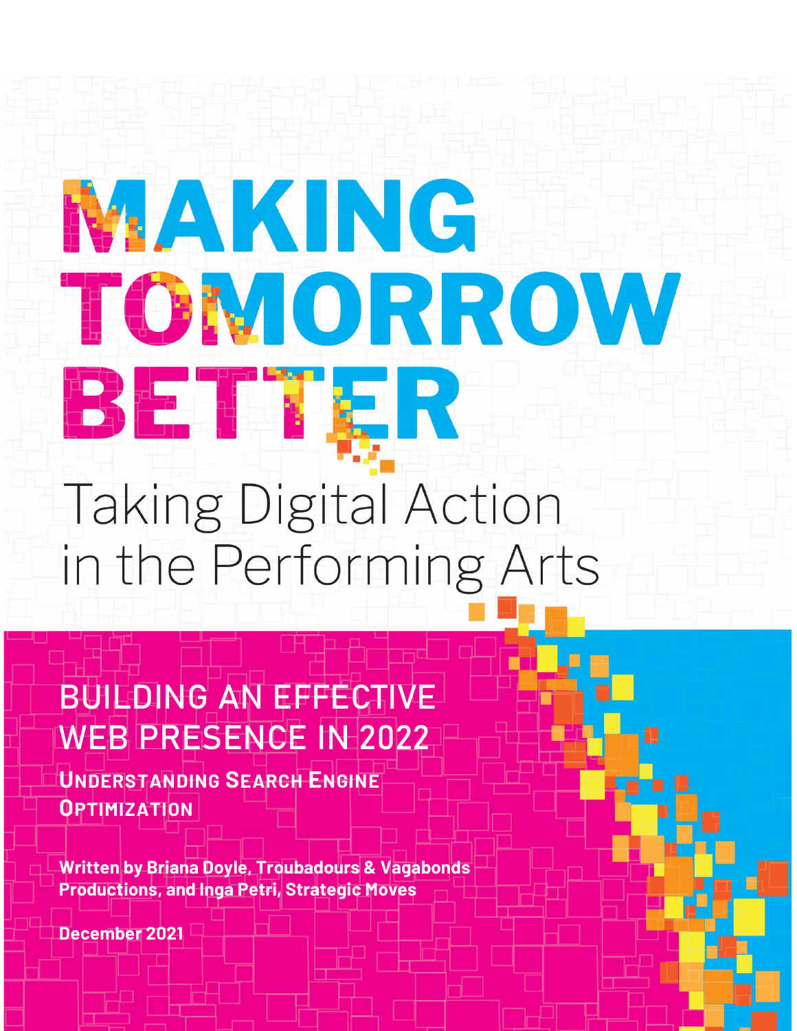# MAKING TOMORROW BETTER

## Taking Digital Action in the Performing Arts

## BUILDING AN EFFECTIVE WEB PRESENCE IN 2022

### Understanding Search Engine Optimization

**Written by Briana Doyle, Troubadours & Vagabonds Productions, and Inga Petri, Strategic Moves**

**December 2021**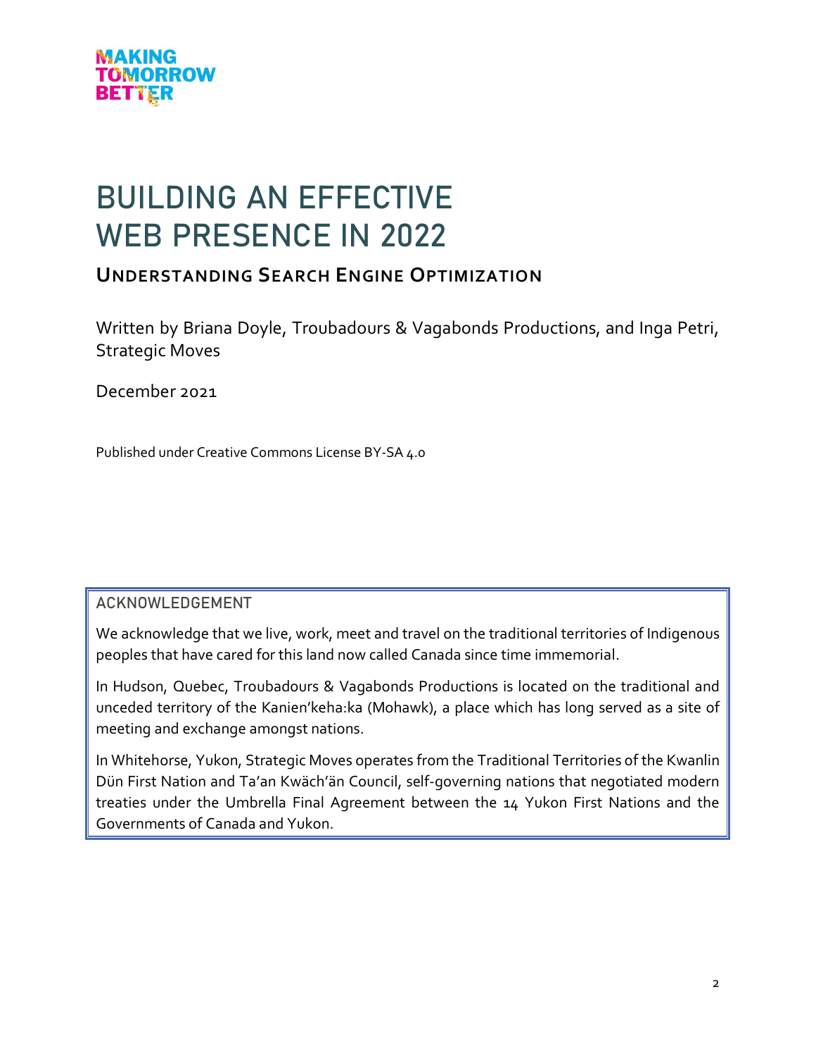MAKING TOMORROW BETTER

# BUILDING AN EFFECTIVE WEB PRESENCE IN 2022

## UNDERSTANDING SEARCH ENGINE OPTIMIZATION

Written by Briana Doyle, Troubadours & Vagabonds Productions, and Inga Petri, Strategic Moves

December 2021

Published under Creative Commons License BY-SA 4.0

### ACKNOWLEDGEMENT

We acknowledge that we live, work, meet and travel on the traditional territories of Indigenous peoples that have cared for this land now called Canada since time immemorial.

In Hudson, Quebec, Troubadours & Vagabonds Productions is located on the traditional and unceded territory of the Kanien'keha:ka (Mohawk), a place which has long served as a site of meeting and exchange amongst nations.

In Whitehorse, Yukon, Strategic Moves operates from the Traditional Territories of the Kwanlin Dün First Nation and Ta'an Kwäch'än Council, self-governing nations that negotiated modern treaties under the Umbrella Final Agreement between the 14 Yukon First Nations and the Governments of Canada and Yukon.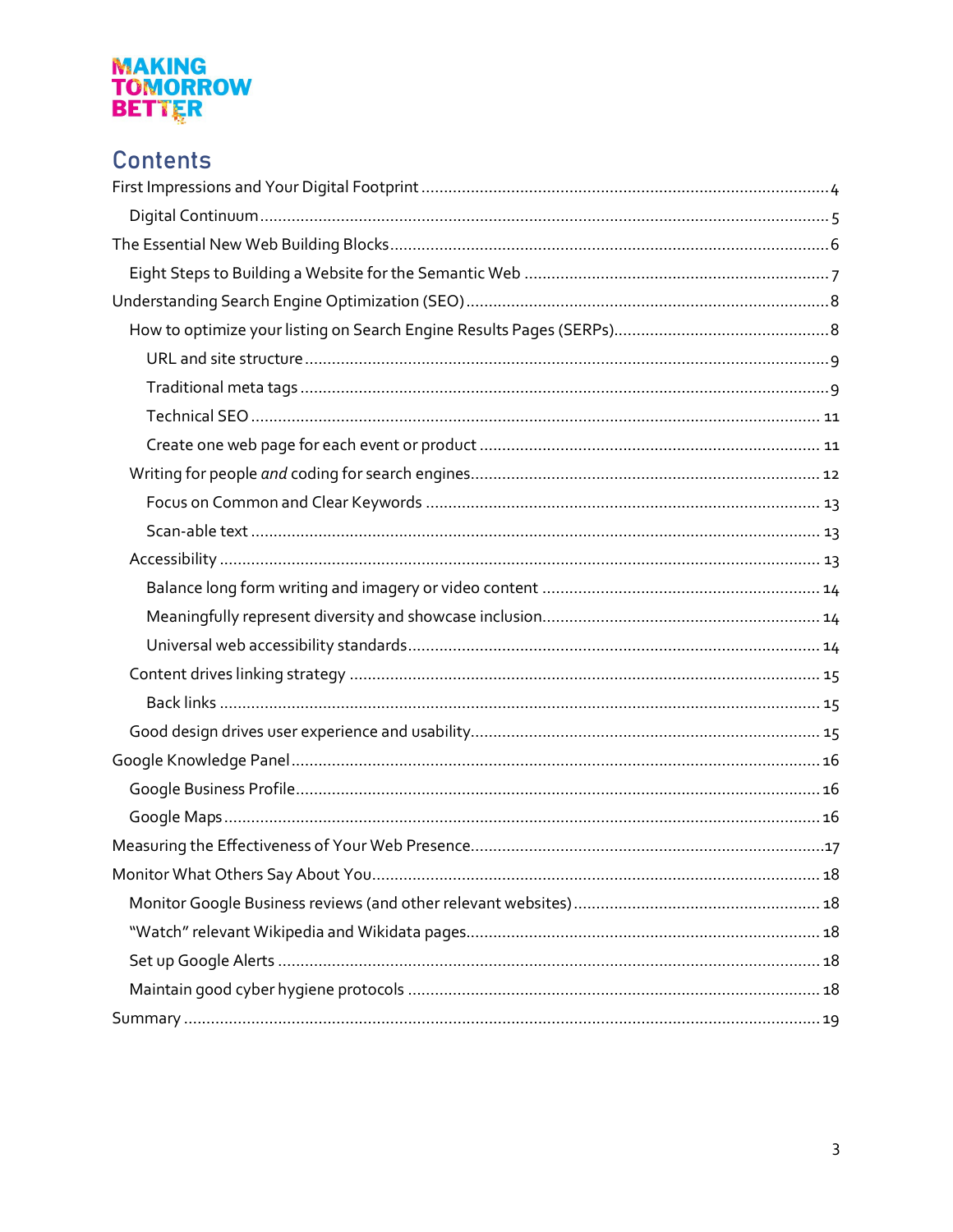## Contents

- First Impressions and Your Digital Footprint ..... 4
  - Digital Continuum ..... 5
- The Essential New Web Building Blocks ..... 6
  - Eight Steps to Building a Website for the Semantic Web ..... 7
- Understanding Search Engine Optimization (SEO) ..... 8
  - How to optimize your listing on Search Engine Results Pages (SERPs) ..... 8
    - URL and site structure ..... 9
    - Traditional meta tags ..... 9
    - Technical SEO ..... 11
    - Create one web page for each event or product ..... 11
  - Writing for people *and* coding for search engines ..... 12
    - Focus on Common and Clear Keywords ..... 13
    - Scan-able text ..... 13
  - Accessibility ..... 13
    - Balance long form writing and imagery or video content ..... 14
    - Meaningfully represent diversity and showcase inclusion ..... 14
    - Universal web accessibility standards ..... 14
  - Content drives linking strategy ..... 15
    - Back links ..... 15
  - Good design drives user experience and usability ..... 15
- Google Knowledge Panel ..... 16
  - Google Business Profile ..... 16
  - Google Maps ..... 16
- Measuring the Effectiveness of Your Web Presence ..... 17
- Monitor What Others Say About You ..... 18
  - Monitor Google Business reviews (and other relevant websites) ..... 18
  - "Watch" relevant Wikipedia and Wikidata pages ..... 18
  - Set up Google Alerts ..... 18
  - Maintain good cyber hygiene protocols ..... 18
- Summary ..... 19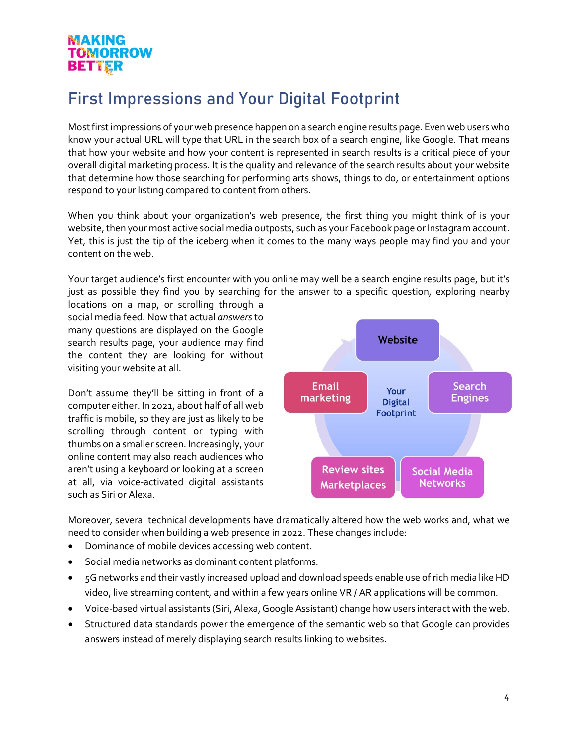# First Impressions and Your Digital Footprint

Most first impressions of your web presence happen on a search engine results page. Even web users who know your actual URL will type that URL in the search box of a search engine, like Google. That means that how your website and how your content is represented in search results is a critical piece of your overall digital marketing process. It is the quality and relevance of the search results about your website that determine how those searching for performing arts shows, things to do, or entertainment options respond to your listing compared to content from others.

When you think about your organization's web presence, the first thing you might think of is your website, then your most active social media outposts, such as your Facebook page or Instagram account. Yet, this is just the tip of the iceberg when it comes to the many ways people may find you and your content on the web.

Your target audience's first encounter with you online may well be a search engine results page, but it's just as possible they find you by searching for the answer to a specific question, exploring nearby locations on a map, or scrolling through a social media feed. Now that actual *answers* to many questions are displayed on the Google search results page, your audience may find the content they are looking for without visiting your website at all.

Don't assume they'll be sitting in front of a computer either. In 2021, about half of all web traffic is mobile, so they are just as likely to be scrolling through content or typing with thumbs on a smaller screen. Increasingly, your online content may also reach audiences who aren't using a keyboard or looking at a screen at all, via voice-activated digital assistants such as Siri or Alexa.

Moreover, several technical developments have dramatically altered how the web works and, what we need to consider when building a web presence in 2022. These changes include:

- Dominance of mobile devices accessing web content.
- Social media networks as dominant content platforms.
- 5G networks and their vastly increased upload and download speeds enable use of rich media like HD video, live streaming content, and within a few years online VR / AR applications will be common.
- Voice-based virtual assistants (Siri, Alexa, Google Assistant) change how users interact with the web.
- Structured data standards power the emergence of the semantic web so that Google can provides answers instead of merely displaying search results linking to websites.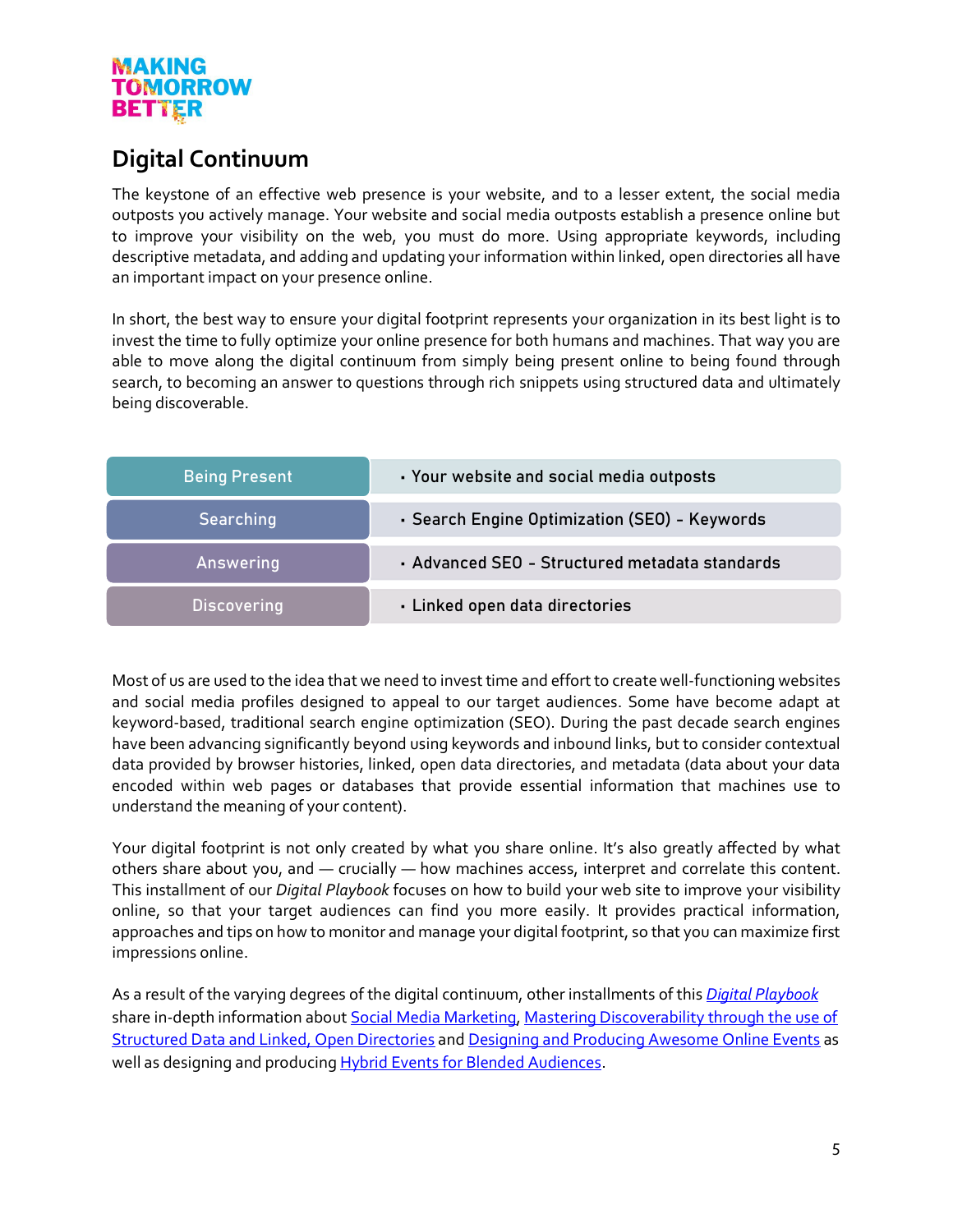## Digital Continuum

The keystone of an effective web presence is your website, and to a lesser extent, the social media outposts you actively manage. Your website and social media outposts establish a presence online but to improve your visibility on the web, you must do more. Using appropriate keywords, including descriptive metadata, and adding and updating your information within linked, open directories all have an important impact on your presence online.

In short, the best way to ensure your digital footprint represents your organization in its best light is to invest the time to fully optimize your online presence for both humans and machines. That way you are able to move along the digital continuum from simply being present online to being found through search, to becoming an answer to questions through rich snippets using structured data and ultimately being discoverable.

| | |
|---|---|
| Being Present | • Your website and social media outposts |
| Searching | • Search Engine Optimization (SEO) - Keywords |
| Answering | • Advanced SEO - Structured metadata standards |
| Discovering | • Linked open data directories |

Most of us are used to the idea that we need to invest time and effort to create well-functioning websites and social media profiles designed to appeal to our target audiences. Some have become adapt at keyword-based, traditional search engine optimization (SEO). During the past decade search engines have been advancing significantly beyond using keywords and inbound links, but to consider contextual data provided by browser histories, linked, open data directories, and metadata (data about your data encoded within web pages or databases that provide essential information that machines use to understand the meaning of your content).

Your digital footprint is not only created by what you share online. It's also greatly affected by what others share about you, and — crucially — how machines access, interpret and correlate this content. This installment of our *Digital Playbook* focuses on how to build your web site to improve your visibility online, so that your target audiences can find you more easily. It provides practical information, approaches and tips on how to monitor and manage your digital footprint, so that you can maximize first impressions online.

As a result of the varying degrees of the digital continuum, other installments of this *Digital Playbook* share in-depth information about Social Media Marketing, Mastering Discoverability through the use of Structured Data and Linked, Open Directories and Designing and Producing Awesome Online Events as well as designing and producing Hybrid Events for Blended Audiences.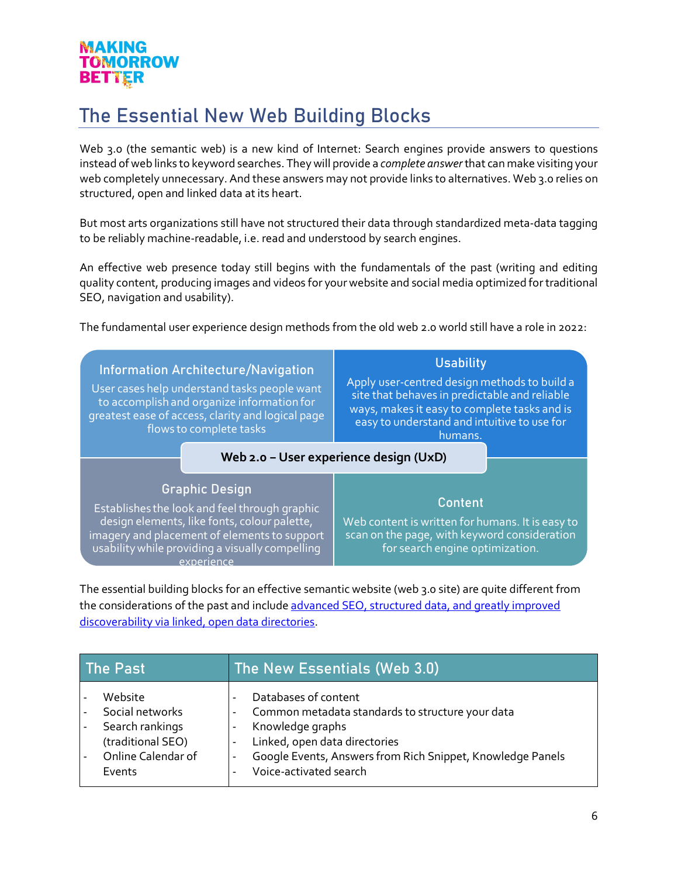# The Essential New Web Building Blocks

Web 3.0 (the semantic web) is a new kind of Internet: Search engines provide answers to questions instead of web links to keyword searches. They will provide a *complete answer* that can make visiting your web completely unnecessary. And these answers may not provide links to alternatives. Web 3.0 relies on structured, open and linked data at its heart.

But most arts organizations still have not structured their data through standardized meta-data tagging to be reliably machine-readable, i.e. read and understood by search engines.

An effective web presence today still begins with the fundamentals of the past (writing and editing quality content, producing images and videos for your website and social media optimized for traditional SEO, navigation and usability).

The fundamental user experience design methods from the old web 2.0 world still have a role in 2022:

**Web 2.0 – User experience design (UxD)**

**Information Architecture/Navigation**

User cases help understand tasks people want to accomplish and organize information for greatest ease of access, clarity and logical page flows to complete tasks

**Usability**

Apply user-centred design methods to build a site that behaves in predictable and reliable ways, makes it easy to complete tasks and is easy to understand and intuitive to use for humans.

**Graphic Design**

Establishes the look and feel through graphic design elements, like fonts, colour palette, imagery and placement of elements to support usability while providing a visually compelling experience

**Content**

Web content is written for humans. It is easy to scan on the page, with keyword consideration for search engine optimization.

The essential building blocks for an effective semantic website (web 3.0 site) are quite different from the considerations of the past and include advanced SEO, structured data, and greatly improved discoverability via linked, open data directories.

| The Past | The New Essentials (Web 3.0) |
| --- | --- |
| - Website<br>- Social networks<br>- Search rankings (traditional SEO)<br>- Online Calendar of Events | - Databases of content<br>- Common metadata standards to structure your data<br>- Knowledge graphs<br>- Linked, open data directories<br>- Google Events, Answers from Rich Snippet, Knowledge Panels<br>- Voice-activated search |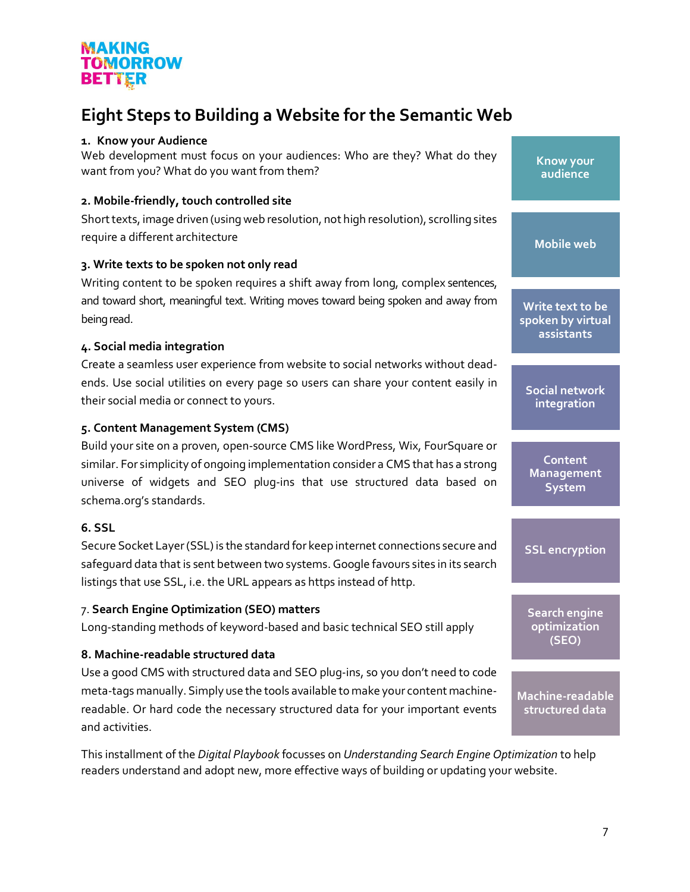# Eight Steps to Building a Website for the Semantic Web

**1. Know your Audience**

Web development must focus on your audiences: Who are they? What do they want from you? What do you want from them?

**2. Mobile-friendly, touch controlled site**

Short texts, image driven (using web resolution, not high resolution), scrolling sites require a different architecture

**3. Write texts to be spoken not only read**

Writing content to be spoken requires a shift away from long, complex sentences, and toward short, meaningful text. Writing moves toward being spoken and away from being read.

**4. Social media integration**

Create a seamless user experience from website to social networks without dead-ends. Use social utilities on every page so users can share your content easily in their social media or connect to yours.

**5. Content Management System (CMS)**

Build your site on a proven, open-source CMS like WordPress, Wix, FourSquare or similar. For simplicity of ongoing implementation consider a CMS that has a strong universe of widgets and SEO plug-ins that use structured data based on schema.org's standards.

**6. SSL**

Secure Socket Layer (SSL) is the standard for keep internet connections secure and safeguard data that is sent between two systems. Google favours sites in its search listings that use SSL, i.e. the URL appears as https instead of http.

7. **Search Engine Optimization (SEO) matters**

Long-standing methods of keyword-based and basic technical SEO still apply

**8. Machine-readable structured data**

Use a good CMS with structured data and SEO plug-ins, so you don't need to code meta-tags manually. Simply use the tools available to make your content machine-readable. Or hard code the necessary structured data for your important events and activities.

- Know your audience
- Mobile web
- Write text to be spoken by virtual assistants
- Social network integration
- Content Management System
- SSL encryption
- Search engine optimization (SEO)
- Machine-readable structured data

This installment of the *Digital Playbook* focusses on *Understanding Search Engine Optimization* to help readers understand and adopt new, more effective ways of building or updating your website.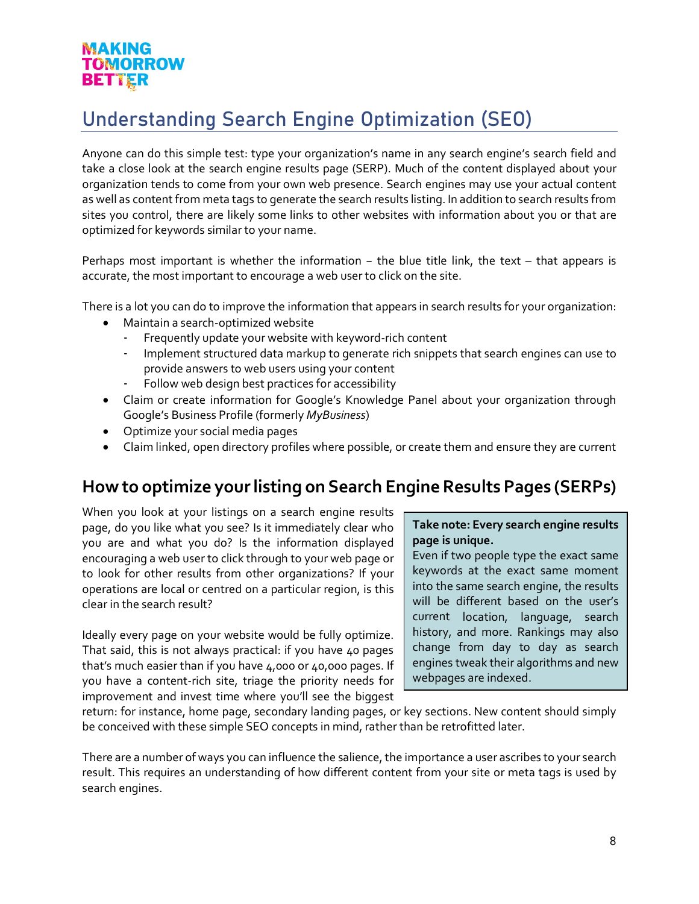# Understanding Search Engine Optimization (SEO)

Anyone can do this simple test: type your organization's name in any search engine's search field and take a close look at the search engine results page (SERP). Much of the content displayed about your organization tends to come from your own web presence. Search engines may use your actual content as well as content from meta tags to generate the search results listing. In addition to search results from sites you control, there are likely some links to other websites with information about you or that are optimized for keywords similar to your name.

Perhaps most important is whether the information – the blue title link, the text – that appears is accurate, the most important to encourage a web user to click on the site.

There is a lot you can do to improve the information that appears in search results for your organization:

- Maintain a search-optimized website
  - Frequently update your website with keyword-rich content
  - Implement structured data markup to generate rich snippets that search engines can use to provide answers to web users using your content
  - Follow web design best practices for accessibility
- Claim or create information for Google's Knowledge Panel about your organization through Google's Business Profile (formerly *MyBusiness*)
- Optimize your social media pages
- Claim linked, open directory profiles where possible, or create them and ensure they are current

## How to optimize your listing on Search Engine Results Pages (SERPs)

When you look at your listings on a search engine results page, do you like what you see? Is it immediately clear who you are and what you do? Is the information displayed encouraging a web user to click through to your web page or to look for other results from other organizations? If your operations are local or centred on a particular region, is this clear in the search result?

Ideally every page on your website would be fully optimize. That said, this is not always practical: if you have 40 pages that's much easier than if you have 4,000 or 40,000 pages. If you have a content-rich site, triage the priority needs for improvement and invest time where you'll see the biggest return: for instance, home page, secondary landing pages, or key sections. New content should simply be conceived with these simple SEO concepts in mind, rather than be retrofitted later.

> **Take note: Every search engine results page is unique.**
> Even if two people type the exact same keywords at the exact same moment into the same search engine, the results will be different based on the user's current location, language, search history, and more. Rankings may also change from day to day as search engines tweak their algorithms and new webpages are indexed.

There are a number of ways you can influence the salience, the importance a user ascribes to your search result. This requires an understanding of how different content from your site or meta tags is used by search engines.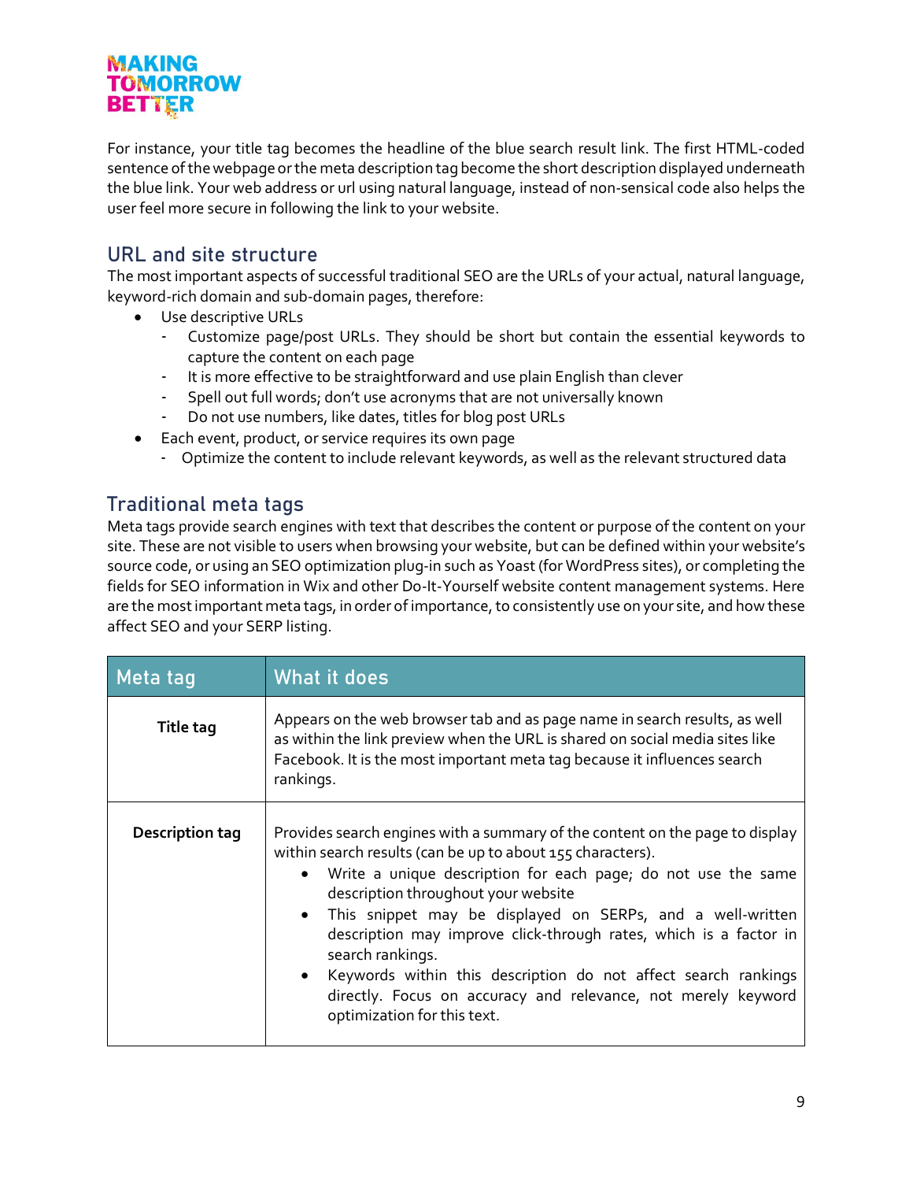For instance, your title tag becomes the headline of the blue search result link. The first HTML-coded sentence of the webpage or the meta description tag become the short description displayed underneath the blue link. Your web address or url using natural language, instead of non-sensical code also helps the user feel more secure in following the link to your website.

## URL and site structure

The most important aspects of successful traditional SEO are the URLs of your actual, natural language, keyword-rich domain and sub-domain pages, therefore:

- Use descriptive URLs
  - Customize page/post URLs. They should be short but contain the essential keywords to capture the content on each page
  - It is more effective to be straightforward and use plain English than clever
  - Spell out full words; don't use acronyms that are not universally known
  - Do not use numbers, like dates, titles for blog post URLs
- Each event, product, or service requires its own page
  - Optimize the content to include relevant keywords, as well as the relevant structured data

## Traditional meta tags

Meta tags provide search engines with text that describes the content or purpose of the content on your site. These are not visible to users when browsing your website, but can be defined within your website's source code, or using an SEO optimization plug-in such as Yoast (for WordPress sites), or completing the fields for SEO information in Wix and other Do-It-Yourself website content management systems. Here are the most important meta tags, in order of importance, to consistently use on your site, and how these affect SEO and your SERP listing.

| Meta tag | What it does |
| --- | --- |
| **Title tag** | Appears on the web browser tab and as page name in search results, as well as within the link preview when the URL is shared on social media sites like Facebook. It is the most important meta tag because it influences search rankings. |
| **Description tag** | Provides search engines with a summary of the content on the page to display within search results (can be up to about 155 characters).<br>• Write a unique description for each page; do not use the same description throughout your website<br>• This snippet may be displayed on SERPs, and a well-written description may improve click-through rates, which is a factor in search rankings.<br>• Keywords within this description do not affect search rankings directly. Focus on accuracy and relevance, not merely keyword optimization for this text. |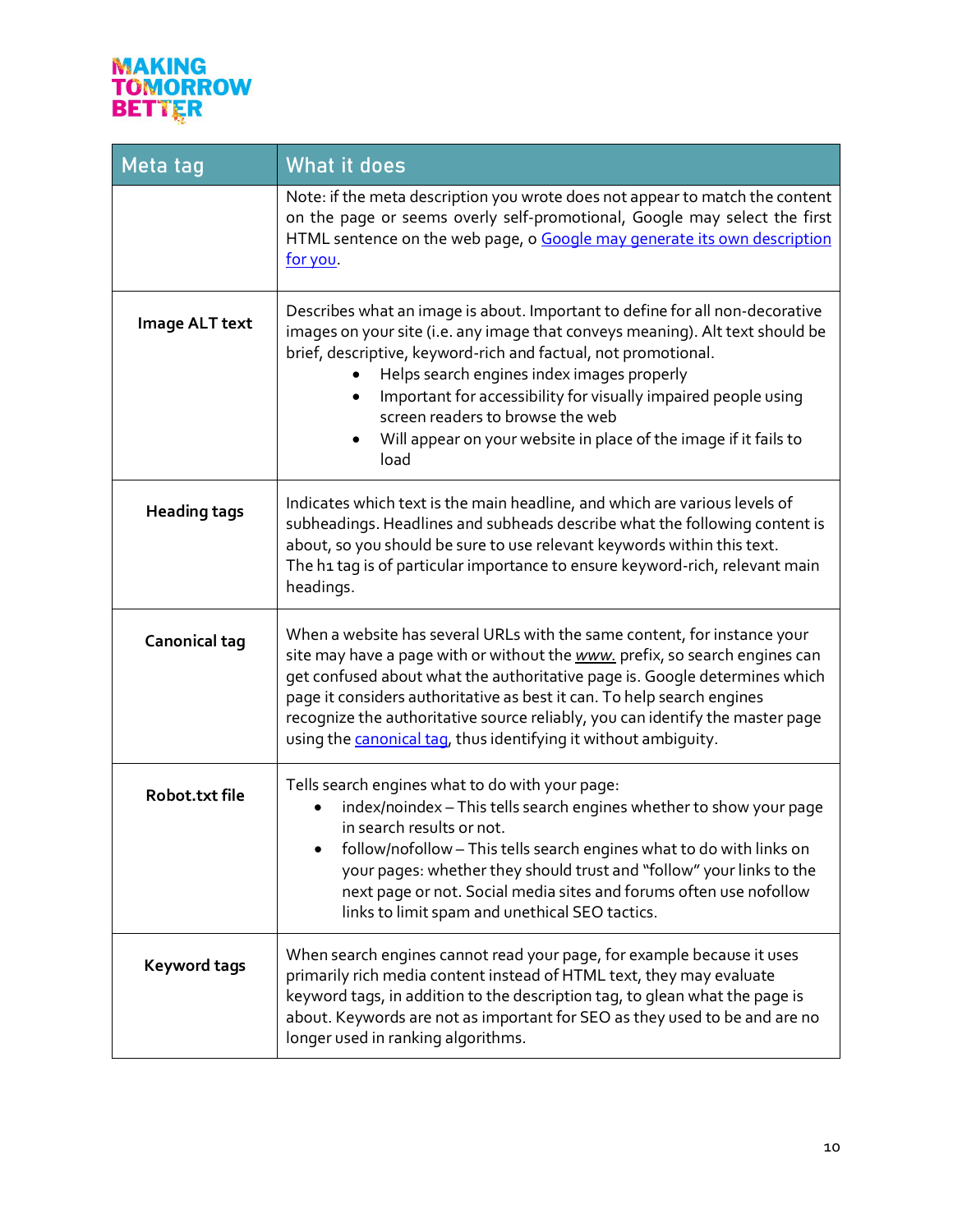| Meta tag | What it does |
|---|---|
| | Note: if the meta description you wrote does not appear to match the content on the page or seems overly self-promotional, Google may select the first HTML sentence on the web page, o [Google may generate its own description for you](). |
| **Image ALT text** | Describes what an image is about. Important to define for all non-decorative images on your site (i.e. any image that conveys meaning). Alt text should be brief, descriptive, keyword-rich and factual, not promotional.<br>• Helps search engines index images properly<br>• Important for accessibility for visually impaired people using screen readers to browse the web<br>• Will appear on your website in place of the image if it fails to load |
| **Heading tags** | Indicates which text is the main headline, and which are various levels of subheadings. Headlines and subheads describe what the following content is about, so you should be sure to use relevant keywords within this text.<br>The h1 tag is of particular importance to ensure keyword-rich, relevant main headings. |
| **Canonical tag** | When a website has several URLs with the same content, for instance your site may have a page with or without the ***www.*** prefix, so search engines can get confused about what the authoritative page is. Google determines which page it considers authoritative as best it can. To help search engines recognize the authoritative source reliably, you can identify the master page using the [canonical tag](), thus identifying it without ambiguity. |
| **Robot.txt file** | Tells search engines what to do with your page:<br>• index/noindex – This tells search engines whether to show your page in search results or not.<br>• follow/nofollow – This tells search engines what to do with links on your pages: whether they should trust and "follow" your links to the next page or not. Social media sites and forums often use nofollow links to limit spam and unethical SEO tactics. |
| **Keyword tags** | When search engines cannot read your page, for example because it uses primarily rich media content instead of HTML text, they may evaluate keyword tags, in addition to the description tag, to glean what the page is about. Keywords are not as important for SEO as they used to be and are no longer used in ranking algorithms. |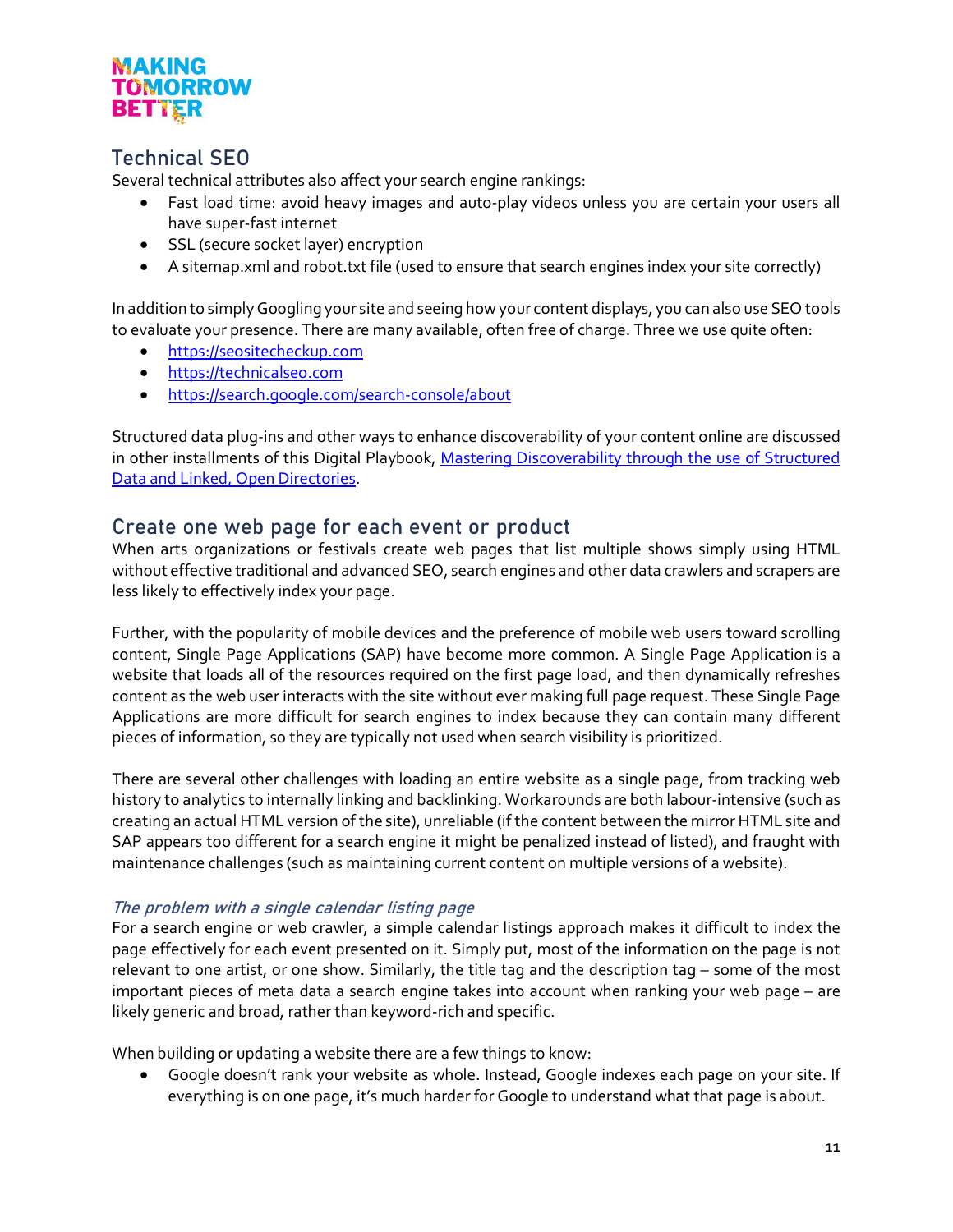## Technical SEO

Several technical attributes also affect your search engine rankings:

- Fast load time: avoid heavy images and auto-play videos unless you are certain your users all have super-fast internet
- SSL (secure socket layer) encryption
- A sitemap.xml and robot.txt file (used to ensure that search engines index your site correctly)

In addition to simply Googling your site and seeing how your content displays, you can also use SEO tools to evaluate your presence. There are many available, often free of charge. Three we use quite often:

- [https://seositecheckup.com](https://seositecheckup.com)
- [https://technicalseo.com](https://technicalseo.com)
- [https://search.google.com/search-console/about](https://search.google.com/search-console/about)

Structured data plug-ins and other ways to enhance discoverability of your content online are discussed in other installments of this Digital Playbook, [Mastering Discoverability through the use of Structured Data and Linked, Open Directories](#).

## Create one web page for each event or product

When arts organizations or festivals create web pages that list multiple shows simply using HTML without effective traditional and advanced SEO, search engines and other data crawlers and scrapers are less likely to effectively index your page.

Further, with the popularity of mobile devices and the preference of mobile web users toward scrolling content, Single Page Applications (SAP) have become more common. A Single Page Application is a website that loads all of the resources required on the first page load, and then dynamically refreshes content as the web user interacts with the site without ever making full page request. These Single Page Applications are more difficult for search engines to index because they can contain many different pieces of information, so they are typically not used when search visibility is prioritized.

There are several other challenges with loading an entire website as a single page, from tracking web history to analytics to internally linking and backlinking. Workarounds are both labour-intensive (such as creating an actual HTML version of the site), unreliable (if the content between the mirror HTML site and SAP appears too different for a search engine it might be penalized instead of listed), and fraught with maintenance challenges (such as maintaining current content on multiple versions of a website).

### *The problem with a single calendar listing page*

For a search engine or web crawler, a simple calendar listings approach makes it difficult to index the page effectively for each event presented on it. Simply put, most of the information on the page is not relevant to one artist, or one show. Similarly, the title tag and the description tag – some of the most important pieces of meta data a search engine takes into account when ranking your web page – are likely generic and broad, rather than keyword-rich and specific.

When building or updating a website there are a few things to know:

- Google doesn't rank your website as whole. Instead, Google indexes each page on your site. If everything is on one page, it's much harder for Google to understand what that page is about.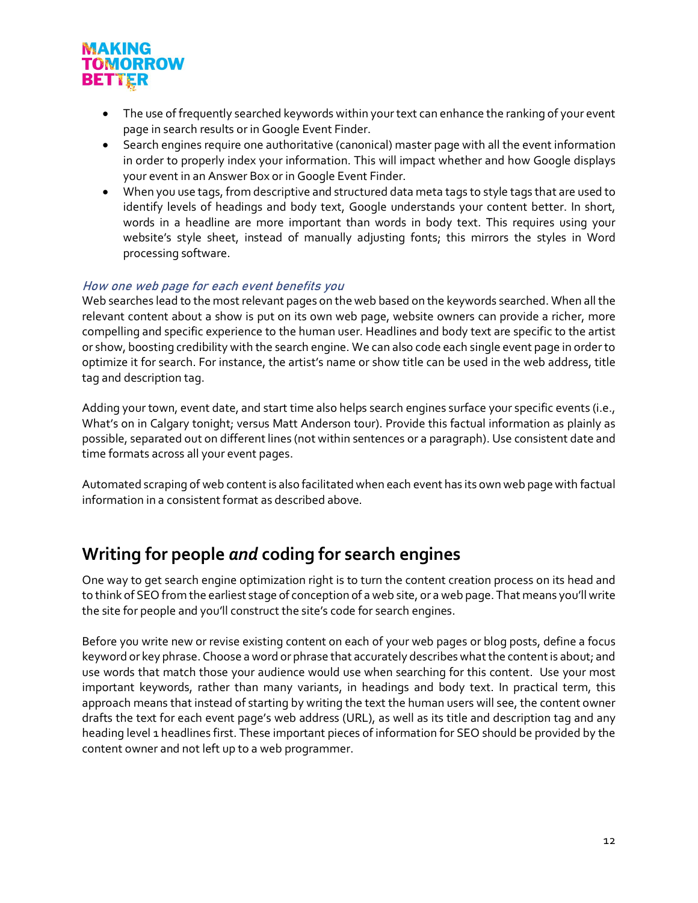- The use of frequently searched keywords within your text can enhance the ranking of your event page in search results or in Google Event Finder.
- Search engines require one authoritative (canonical) master page with all the event information in order to properly index your information. This will impact whether and how Google displays your event in an Answer Box or in Google Event Finder.
- When you use tags, from descriptive and structured data meta tags to style tags that are used to identify levels of headings and body text, Google understands your content better. In short, words in a headline are more important than words in body text. This requires using your website's style sheet, instead of manually adjusting fonts; this mirrors the styles in Word processing software.

### *How one web page for each event benefits you*

Web searches lead to the most relevant pages on the web based on the keywords searched. When all the relevant content about a show is put on its own web page, website owners can provide a richer, more compelling and specific experience to the human user. Headlines and body text are specific to the artist or show, boosting credibility with the search engine. We can also code each single event page in order to optimize it for search. For instance, the artist's name or show title can be used in the web address, title tag and description tag.

Adding your town, event date, and start time also helps search engines surface your specific events (i.e., What's on in Calgary tonight; versus Matt Anderson tour). Provide this factual information as plainly as possible, separated out on different lines (not within sentences or a paragraph). Use consistent date and time formats across all your event pages.

Automated scraping of web content is also facilitated when each event has its own web page with factual information in a consistent format as described above.

## Writing for people *and* coding for search engines

One way to get search engine optimization right is to turn the content creation process on its head and to think of SEO from the earliest stage of conception of a web site, or a web page. That means you'll write the site for people and you'll construct the site's code for search engines.

Before you write new or revise existing content on each of your web pages or blog posts, define a focus keyword or key phrase. Choose a word or phrase that accurately describes what the content is about; and use words that match those your audience would use when searching for this content. Use your most important keywords, rather than many variants, in headings and body text. In practical term, this approach means that instead of starting by writing the text the human users will see, the content owner drafts the text for each event page's web address (URL), as well as its title and description tag and any heading level 1 headlines first. These important pieces of information for SEO should be provided by the content owner and not left up to a web programmer.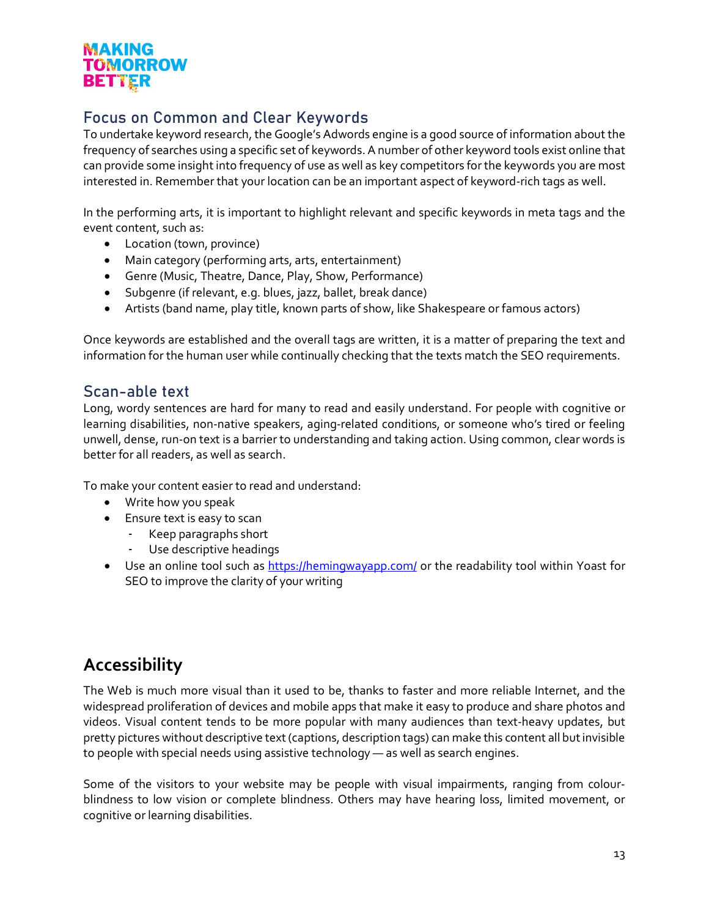## Focus on Common and Clear Keywords

To undertake keyword research, the Google's Adwords engine is a good source of information about the frequency of searches using a specific set of keywords. A number of other keyword tools exist online that can provide some insight into frequency of use as well as key competitors for the keywords you are most interested in. Remember that your location can be an important aspect of keyword-rich tags as well.

In the performing arts, it is important to highlight relevant and specific keywords in meta tags and the event content, such as:

- Location (town, province)
- Main category (performing arts, arts, entertainment)
- Genre (Music, Theatre, Dance, Play, Show, Performance)
- Subgenre (if relevant, e.g. blues, jazz, ballet, break dance)
- Artists (band name, play title, known parts of show, like Shakespeare or famous actors)

Once keywords are established and the overall tags are written, it is a matter of preparing the text and information for the human user while continually checking that the texts match the SEO requirements.

## Scan-able text

Long, wordy sentences are hard for many to read and easily understand. For people with cognitive or learning disabilities, non-native speakers, aging-related conditions, or someone who's tired or feeling unwell, dense, run-on text is a barrier to understanding and taking action. Using common, clear words is better for all readers, as well as search.

To make your content easier to read and understand:

- Write how you speak
- Ensure text is easy to scan
  - Keep paragraphs short
  - Use descriptive headings
- Use an online tool such as https://hemingwayapp.com/ or the readability tool within Yoast for SEO to improve the clarity of your writing

# Accessibility

The Web is much more visual than it used to be, thanks to faster and more reliable Internet, and the widespread proliferation of devices and mobile apps that make it easy to produce and share photos and videos. Visual content tends to be more popular with many audiences than text-heavy updates, but pretty pictures without descriptive text (captions, description tags) can make this content all but invisible to people with special needs using assistive technology — as well as search engines.

Some of the visitors to your website may be people with visual impairments, ranging from colour-blindness to low vision or complete blindness. Others may have hearing loss, limited movement, or cognitive or learning disabilities.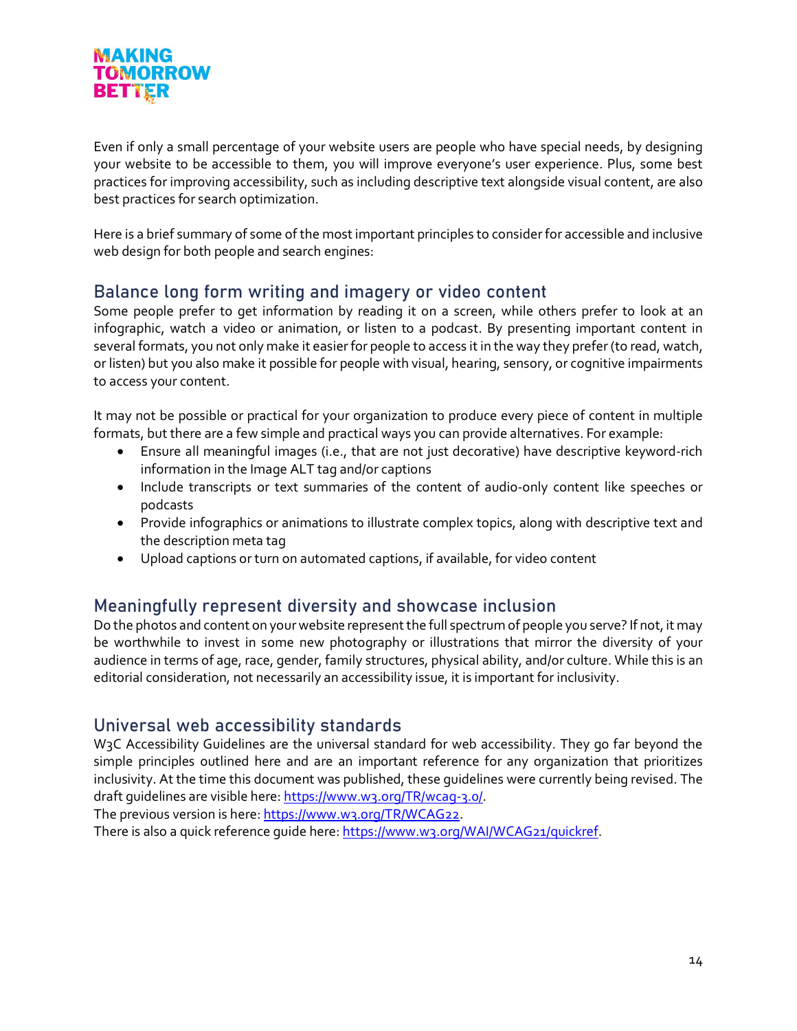Even if only a small percentage of your website users are people who have special needs, by designing your website to be accessible to them, you will improve everyone's user experience. Plus, some best practices for improving accessibility, such as including descriptive text alongside visual content, are also best practices for search optimization.

Here is a brief summary of some of the most important principles to consider for accessible and inclusive web design for both people and search engines:

## Balance long form writing and imagery or video content

Some people prefer to get information by reading it on a screen, while others prefer to look at an infographic, watch a video or animation, or listen to a podcast. By presenting important content in several formats, you not only make it easier for people to access it in the way they prefer (to read, watch, or listen) but you also make it possible for people with visual, hearing, sensory, or cognitive impairments to access your content.

It may not be possible or practical for your organization to produce every piece of content in multiple formats, but there are a few simple and practical ways you can provide alternatives. For example:

- Ensure all meaningful images (i.e., that are not just decorative) have descriptive keyword-rich information in the Image ALT tag and/or captions
- Include transcripts or text summaries of the content of audio-only content like speeches or podcasts
- Provide infographics or animations to illustrate complex topics, along with descriptive text and the description meta tag
- Upload captions or turn on automated captions, if available, for video content

## Meaningfully represent diversity and showcase inclusion

Do the photos and content on your website represent the full spectrum of people you serve? If not, it may be worthwhile to invest in some new photography or illustrations that mirror the diversity of your audience in terms of age, race, gender, family structures, physical ability, and/or culture. While this is an editorial consideration, not necessarily an accessibility issue, it is important for inclusivity.

## Universal web accessibility standards

W3C Accessibility Guidelines are the universal standard for web accessibility. They go far beyond the simple principles outlined here and are an important reference for any organization that prioritizes inclusivity. At the time this document was published, these guidelines were currently being revised. The draft guidelines are visible here: [https://www.w3.org/TR/wcag-3.0/](https://www.w3.org/TR/wcag-3.0/).
The previous version is here: [https://www.w3.org/TR/WCAG22](https://www.w3.org/TR/WCAG22).
There is also a quick reference guide here: [https://www.w3.org/WAI/WCAG21/quickref](https://www.w3.org/WAI/WCAG21/quickref).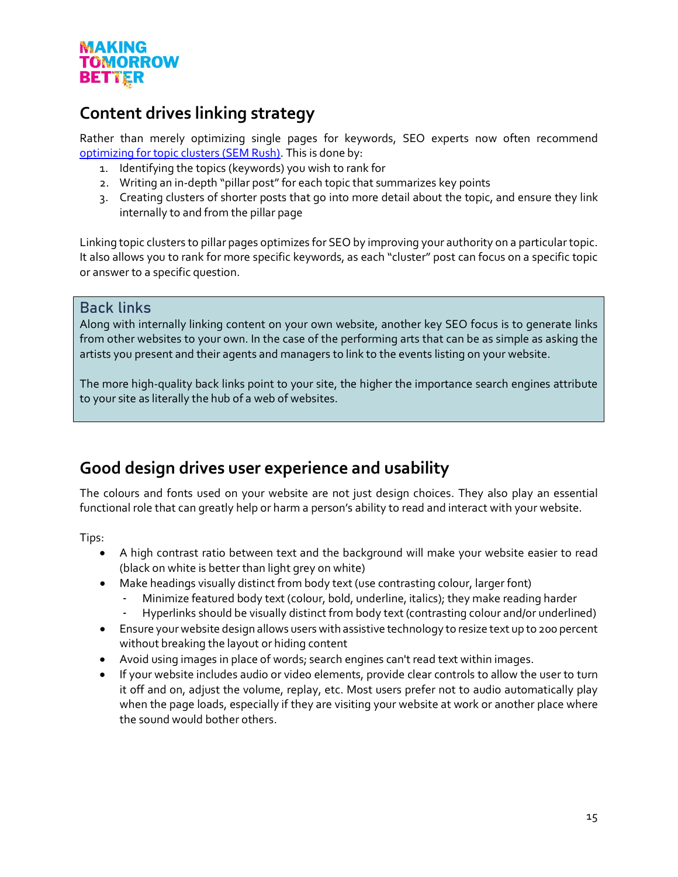## Content drives linking strategy

Rather than merely optimizing single pages for keywords, SEO experts now often recommend [optimizing for topic clusters (SEM Rush)](). This is done by:

1. Identifying the topics (keywords) you wish to rank for
2. Writing an in-depth "pillar post" for each topic that summarizes key points
3. Creating clusters of shorter posts that go into more detail about the topic, and ensure they link internally to and from the pillar page

Linking topic clusters to pillar pages optimizes for SEO by improving your authority on a particular topic. It also allows you to rank for more specific keywords, as each "cluster" post can focus on a specific topic or answer to a specific question.

### Back links

Along with internally linking content on your own website, another key SEO focus is to generate links from other websites to your own. In the case of the performing arts that can be as simple as asking the artists you present and their agents and managers to link to the events listing on your website.

The more high-quality back links point to your site, the higher the importance search engines attribute to your site as literally the hub of a web of websites.

## Good design drives user experience and usability

The colours and fonts used on your website are not just design choices. They also play an essential functional role that can greatly help or harm a person's ability to read and interact with your website.

Tips:

- A high contrast ratio between text and the background will make your website easier to read (black on white is better than light grey on white)
- Make headings visually distinct from body text (use contrasting colour, larger font)
  - Minimize featured body text (colour, bold, underline, italics); they make reading harder
  - Hyperlinks should be visually distinct from body text (contrasting colour and/or underlined)
- Ensure your website design allows users with assistive technology to resize text up to 200 percent without breaking the layout or hiding content
- Avoid using images in place of words; search engines can't read text within images.
- If your website includes audio or video elements, provide clear controls to allow the user to turn it off and on, adjust the volume, replay, etc. Most users prefer not to audio automatically play when the page loads, especially if they are visiting your website at work or another place where the sound would bother others.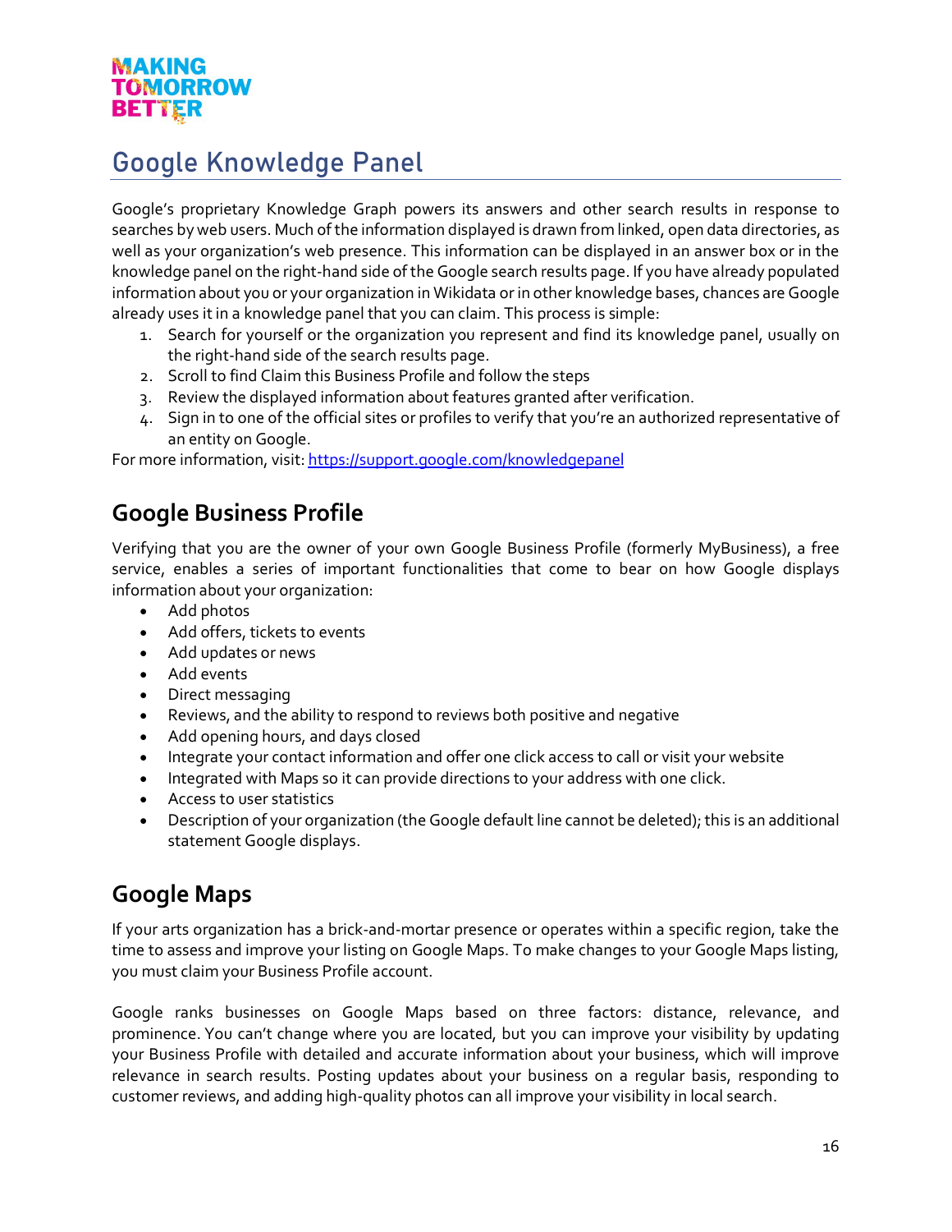# Google Knowledge Panel

Google's proprietary Knowledge Graph powers its answers and other search results in response to searches by web users. Much of the information displayed is drawn from linked, open data directories, as well as your organization's web presence. This information can be displayed in an answer box or in the knowledge panel on the right-hand side of the Google search results page. If you have already populated information about you or your organization in Wikidata or in other knowledge bases, chances are Google already uses it in a knowledge panel that you can claim. This process is simple:

1. Search for yourself or the organization you represent and find its knowledge panel, usually on the right-hand side of the search results page.
2. Scroll to find Claim this Business Profile and follow the steps
3. Review the displayed information about features granted after verification.
4. Sign in to one of the official sites or profiles to verify that you're an authorized representative of an entity on Google.

For more information, visit: [https://support.google.com/knowledgepanel](https://support.google.com/knowledgepanel)

## Google Business Profile

Verifying that you are the owner of your own Google Business Profile (formerly MyBusiness), a free service, enables a series of important functionalities that come to bear on how Google displays information about your organization:

- Add photos
- Add offers, tickets to events
- Add updates or news
- Add events
- Direct messaging
- Reviews, and the ability to respond to reviews both positive and negative
- Add opening hours, and days closed
- Integrate your contact information and offer one click access to call or visit your website
- Integrated with Maps so it can provide directions to your address with one click.
- Access to user statistics
- Description of your organization (the Google default line cannot be deleted); this is an additional statement Google displays.

## Google Maps

If your arts organization has a brick-and-mortar presence or operates within a specific region, take the time to assess and improve your listing on Google Maps. To make changes to your Google Maps listing, you must claim your Business Profile account.

Google ranks businesses on Google Maps based on three factors: distance, relevance, and prominence. You can't change where you are located, but you can improve your visibility by updating your Business Profile with detailed and accurate information about your business, which will improve relevance in search results. Posting updates about your business on a regular basis, responding to customer reviews, and adding high-quality photos can all improve your visibility in local search.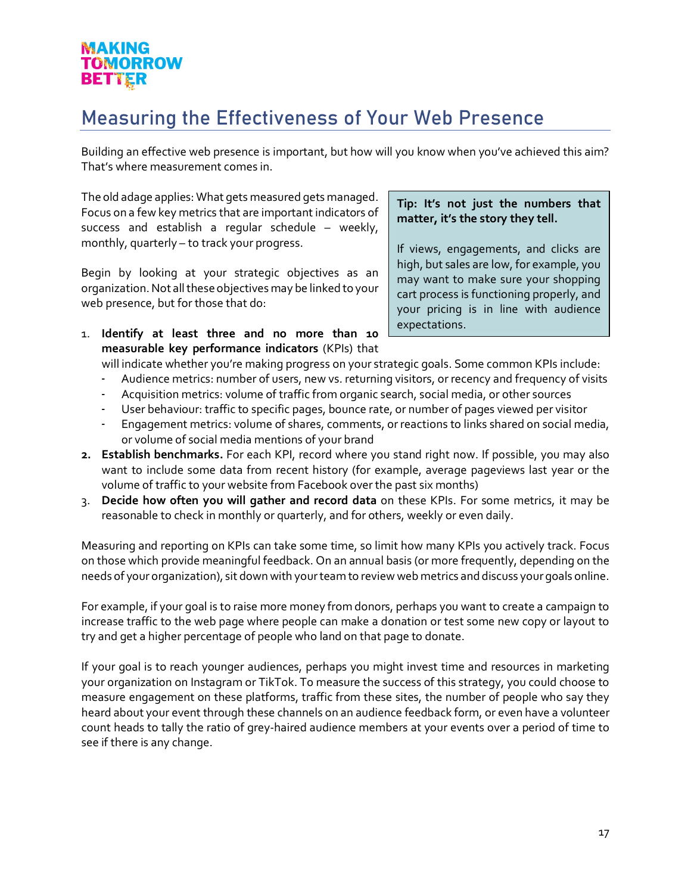# Measuring the Effectiveness of Your Web Presence

Building an effective web presence is important, but how will you know when you've achieved this aim? That's where measurement comes in.

The old adage applies: What gets measured gets managed. Focus on a few key metrics that are important indicators of success and establish a regular schedule – weekly, monthly, quarterly – to track your progress.

Begin by looking at your strategic objectives as an organization. Not all these objectives may be linked to your web presence, but for those that do:

1. **Identify at least three and no more than 10 measurable key performance indicators** (KPIs) that will indicate whether you're making progress on your strategic goals. Some common KPIs include:
   - Audience metrics: number of users, new vs. returning visitors, or recency and frequency of visits
   - Acquisition metrics: volume of traffic from organic search, social media, or other sources
   - User behaviour: traffic to specific pages, bounce rate, or number of pages viewed per visitor
   - Engagement metrics: volume of shares, comments, or reactions to links shared on social media, or volume of social media mentions of your brand
2. **Establish benchmarks.** For each KPI, record where you stand right now. If possible, you may also want to include some data from recent history (for example, average pageviews last year or the volume of traffic to your website from Facebook over the past six months)
3. **Decide how often you will gather and record data** on these KPIs. For some metrics, it may be reasonable to check in monthly or quarterly, and for others, weekly or even daily.

> **Tip: It's not just the numbers that matter, it's the story they tell.**
>
> If views, engagements, and clicks are high, but sales are low, for example, you may want to make sure your shopping cart process is functioning properly, and your pricing is in line with audience expectations.

Measuring and reporting on KPIs can take some time, so limit how many KPIs you actively track. Focus on those which provide meaningful feedback. On an annual basis (or more frequently, depending on the needs of your organization), sit down with your team to review web metrics and discuss your goals online.

For example, if your goal is to raise more money from donors, perhaps you want to create a campaign to increase traffic to the web page where people can make a donation or test some new copy or layout to try and get a higher percentage of people who land on that page to donate.

If your goal is to reach younger audiences, perhaps you might invest time and resources in marketing your organization on Instagram or TikTok. To measure the success of this strategy, you could choose to measure engagement on these platforms, traffic from these sites, the number of people who say they heard about your event through these channels on an audience feedback form, or even have a volunteer count heads to tally the ratio of grey-haired audience members at your events over a period of time to see if there is any change.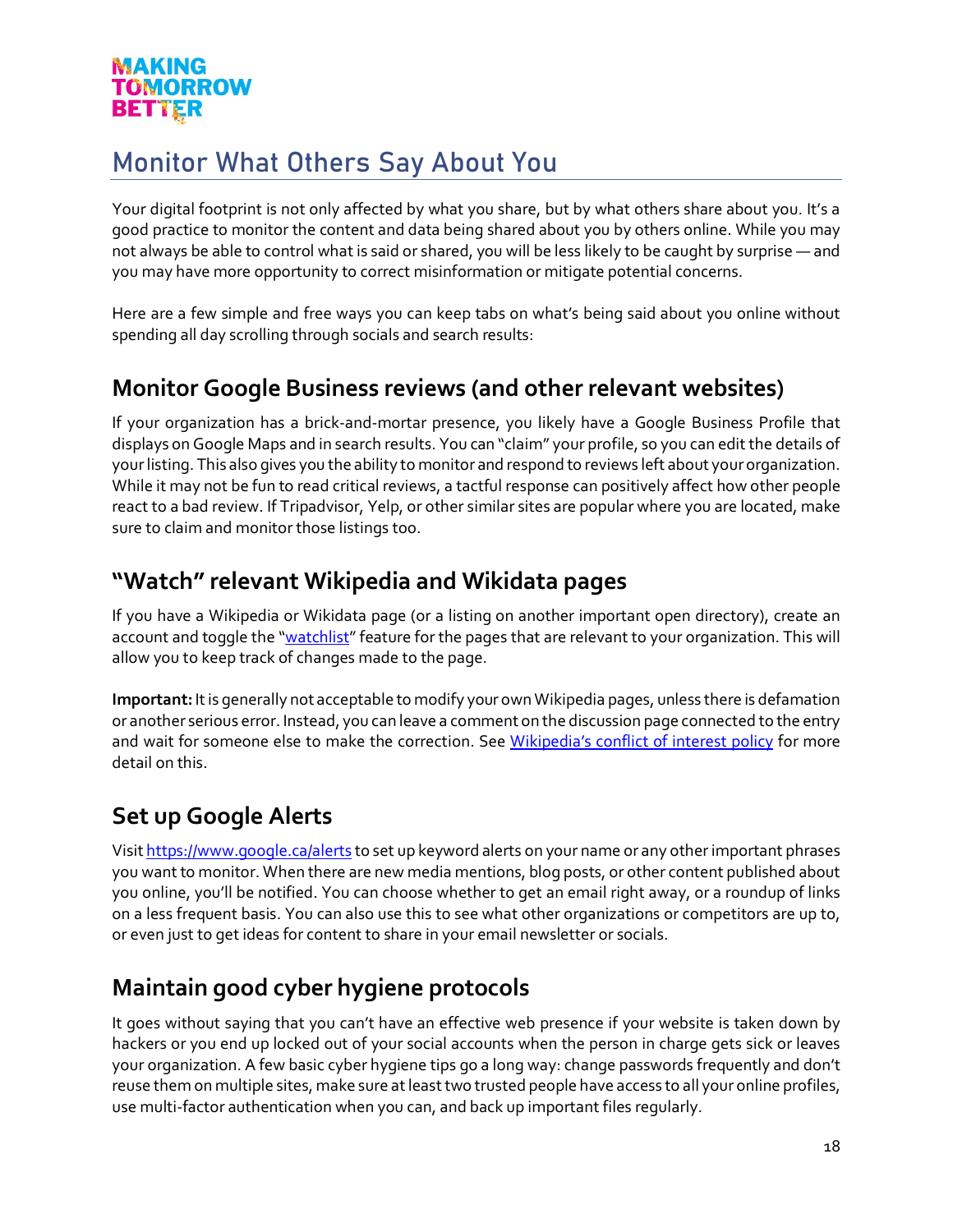# Monitor What Others Say About You

Your digital footprint is not only affected by what you share, but by what others share about you. It's a good practice to monitor the content and data being shared about you by others online. While you may not always be able to control what is said or shared, you will be less likely to be caught by surprise — and you may have more opportunity to correct misinformation or mitigate potential concerns.

Here are a few simple and free ways you can keep tabs on what's being said about you online without spending all day scrolling through socials and search results:

## Monitor Google Business reviews (and other relevant websites)

If your organization has a brick-and-mortar presence, you likely have a Google Business Profile that displays on Google Maps and in search results. You can "claim" your profile, so you can edit the details of your listing. This also gives you the ability to monitor and respond to reviews left about your organization. While it may not be fun to read critical reviews, a tactful response can positively affect how other people react to a bad review. If Tripadvisor, Yelp, or other similar sites are popular where you are located, make sure to claim and monitor those listings too.

## "Watch" relevant Wikipedia and Wikidata pages

If you have a Wikipedia or Wikidata page (or a listing on another important open directory), create an account and toggle the "watchlist" feature for the pages that are relevant to your organization. This will allow you to keep track of changes made to the page.

**Important:** It is generally not acceptable to modify your own Wikipedia pages, unless there is defamation or another serious error. Instead, you can leave a comment on the discussion page connected to the entry and wait for someone else to make the correction. See Wikipedia's conflict of interest policy for more detail on this.

## Set up Google Alerts

Visit https://www.google.ca/alerts to set up keyword alerts on your name or any other important phrases you want to monitor. When there are new media mentions, blog posts, or other content published about you online, you'll be notified. You can choose whether to get an email right away, or a roundup of links on a less frequent basis. You can also use this to see what other organizations or competitors are up to, or even just to get ideas for content to share in your email newsletter or socials.

## Maintain good cyber hygiene protocols

It goes without saying that you can't have an effective web presence if your website is taken down by hackers or you end up locked out of your social accounts when the person in charge gets sick or leaves your organization. A few basic cyber hygiene tips go a long way: change passwords frequently and don't reuse them on multiple sites, make sure at least two trusted people have access to all your online profiles, use multi-factor authentication when you can, and back up important files regularly.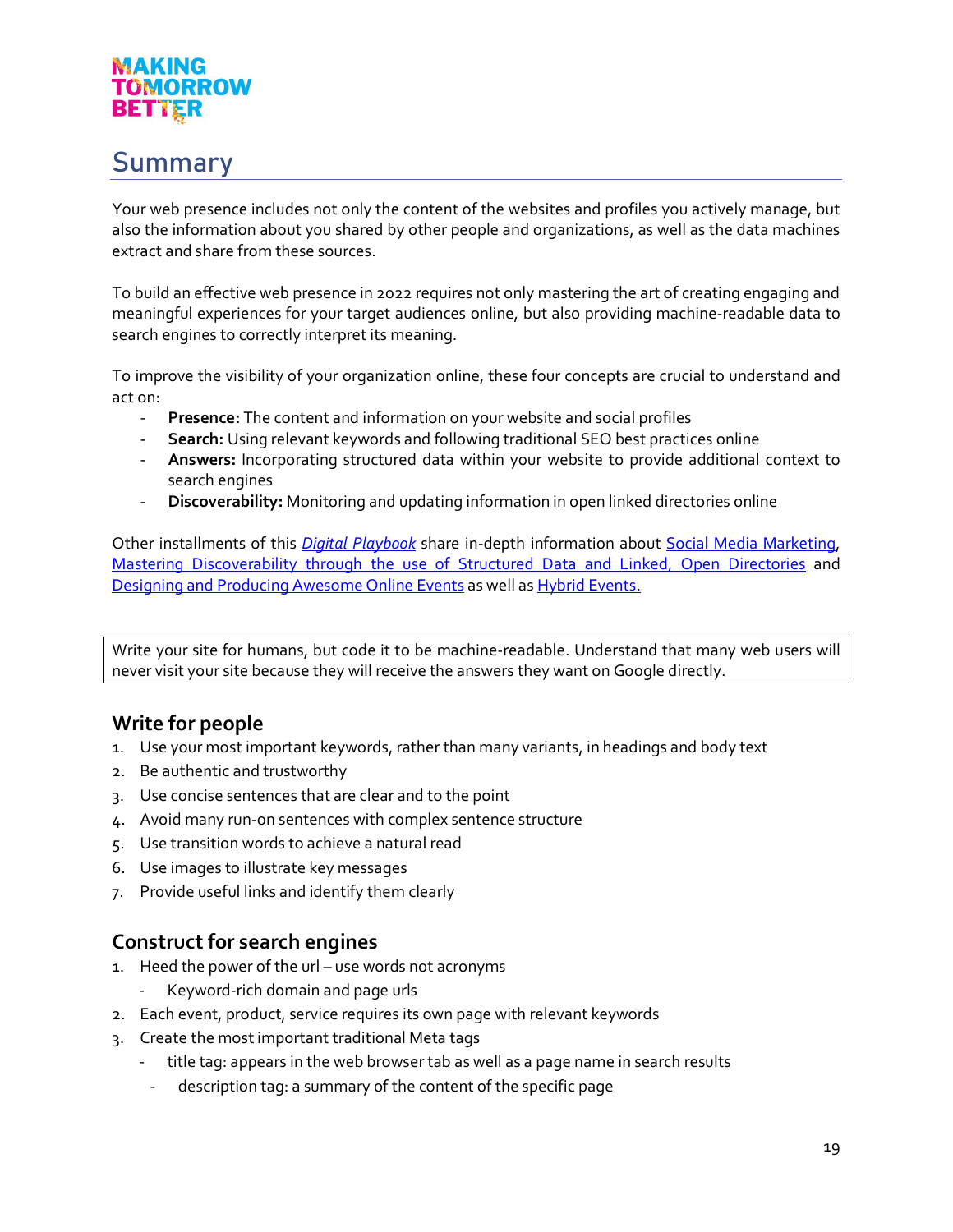# Summary

Your web presence includes not only the content of the websites and profiles you actively manage, but also the information about you shared by other people and organizations, as well as the data machines extract and share from these sources.

To build an effective web presence in 2022 requires not only mastering the art of creating engaging and meaningful experiences for your target audiences online, but also providing machine-readable data to search engines to correctly interpret its meaning.

To improve the visibility of your organization online, these four concepts are crucial to understand and act on:

- **Presence:** The content and information on your website and social profiles
- **Search:** Using relevant keywords and following traditional SEO best practices online
- **Answers:** Incorporating structured data within your website to provide additional context to search engines
- **Discoverability:** Monitoring and updating information in open linked directories online

Other installments of this *Digital Playbook* share in-depth information about Social Media Marketing, Mastering Discoverability through the use of Structured Data and Linked, Open Directories and Designing and Producing Awesome Online Events as well as Hybrid Events.

> Write your site for humans, but code it to be machine-readable. Understand that many web users will never visit your site because they will receive the answers they want on Google directly.

### Write for people

1. Use your most important keywords, rather than many variants, in headings and body text
2. Be authentic and trustworthy
3. Use concise sentences that are clear and to the point
4. Avoid many run-on sentences with complex sentence structure
5. Use transition words to achieve a natural read
6. Use images to illustrate key messages
7. Provide useful links and identify them clearly

### Construct for search engines

1. Heed the power of the url – use words not acronyms
   - Keyword-rich domain and page urls
2. Each event, product, service requires its own page with relevant keywords
3. Create the most important traditional Meta tags
   - title tag: appears in the web browser tab as well as a page name in search results
   - description tag: a summary of the content of the specific page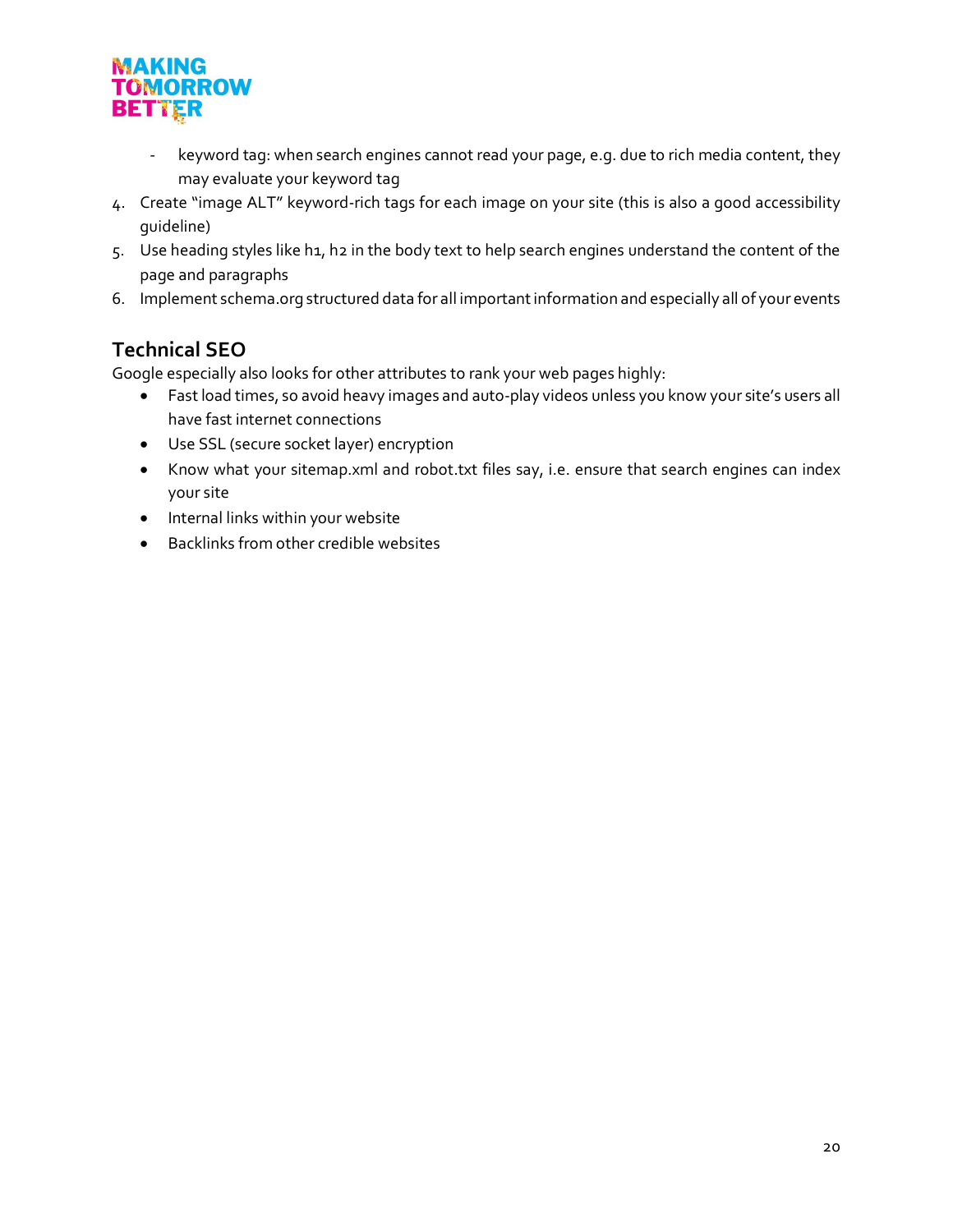- keyword tag: when search engines cannot read your page, e.g. due to rich media content, they may evaluate your keyword tag
4. Create "image ALT" keyword-rich tags for each image on your site (this is also a good accessibility guideline)
5. Use heading styles like h1, h2 in the body text to help search engines understand the content of the page and paragraphs
6. Implement schema.org structured data for all important information and especially all of your events

## Technical SEO

Google especially also looks for other attributes to rank your web pages highly:

- Fast load times, so avoid heavy images and auto-play videos unless you know your site's users all have fast internet connections
- Use SSL (secure socket layer) encryption
- Know what your sitemap.xml and robot.txt files say, i.e. ensure that search engines can index your site
- Internal links within your website
- Backlinks from other credible websites